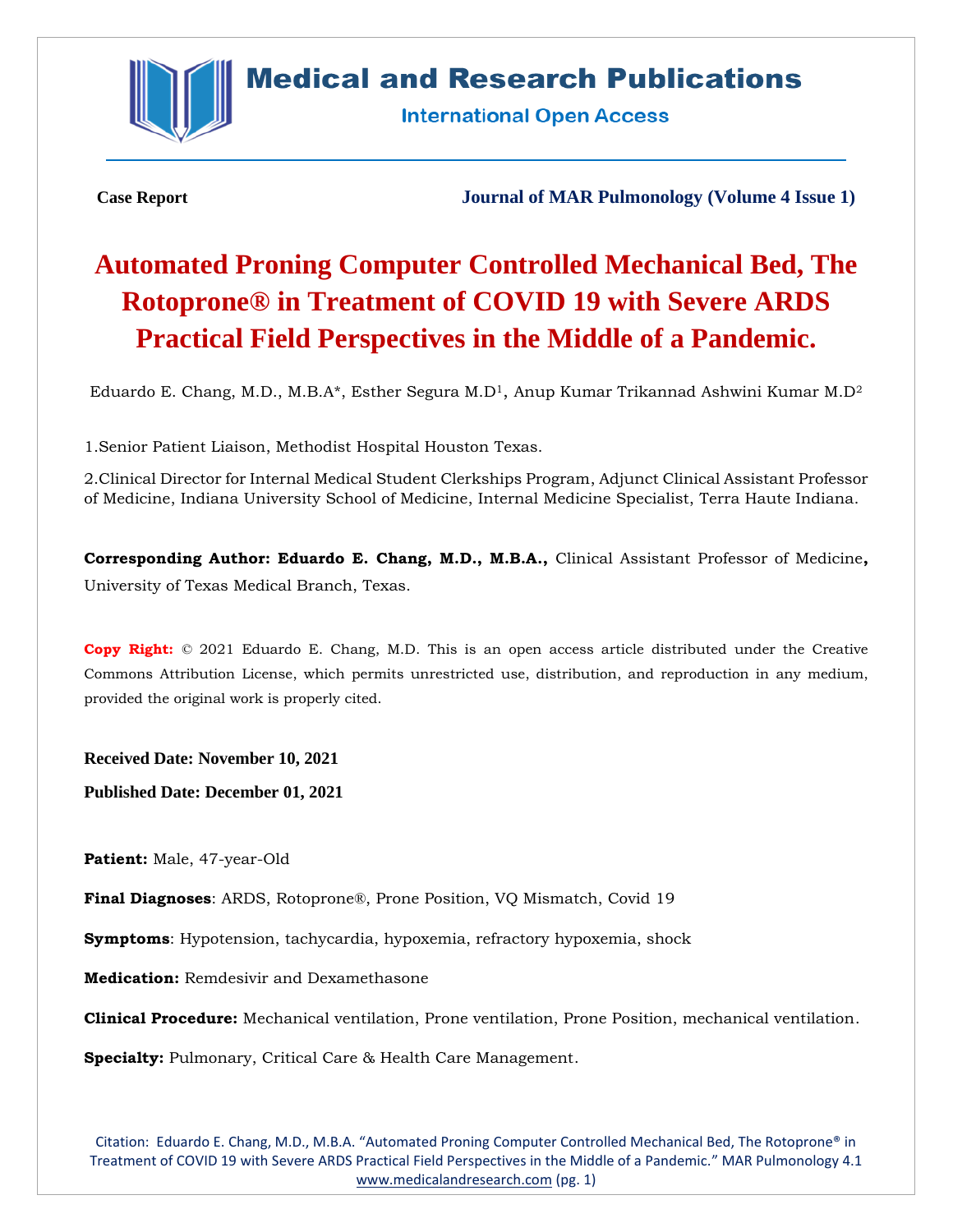Case Report

Journal of MAR Pulmonology (Volume 4 Issue 1)

# Automated Proning Computer Controlled Mechanical Bed, The Rotoprone® in Treatment of COVID 19 with Severe ARDS Practical Field Perspectives in the Middle of a Pandemic.

Eduardo E. Chang, M.D., M.B.A*, Esther Segura M.D[1], Anup Kumar Trikannad Ashwini Kumar M.D[2]

1.Senior Patient Liaison, Methodist Hospital Houston Texas.

2.Clinical Director for Internal Medical Student Clerkships Program, Adjunct Clinical Assistant Professor of Medicine, Indiana University School of Medicine, Internal Medicine Specialist, Terra Haute Indiana.

**Corresponding Author: Eduardo E. Chang, M.D., M.B.A.,** Clinical Assistant Professor of Medicine**,** University of Texas Medical Branch, Texas.

**Copy Right:** © 2021 Eduardo E. Chang, M.D. This is an open access article distributed under the Creative Commons Attribution License, which permits unrestricted use, distribution, and reproduction in any medium, provided the original work is properly cited.

**Received Date: November 10, 2021**

**Published Date: December 01, 2021**

**Patient:** Male, 47-year-Old

**Final Diagnoses**: ARDS, Rotoprone®, Prone Position, VQ Mismatch, Covid 19

**Symptoms**: Hypotension, tachycardia, hypoxemia, refractory hypoxemia, shock

**Medication:** Remdesivir and Dexamethasone

**Clinical Procedure:** Mechanical ventilation, Prone ventilation, Prone Position, mechanical ventilation.

**Specialty:** Pulmonary, Critical Care & Health Care Management.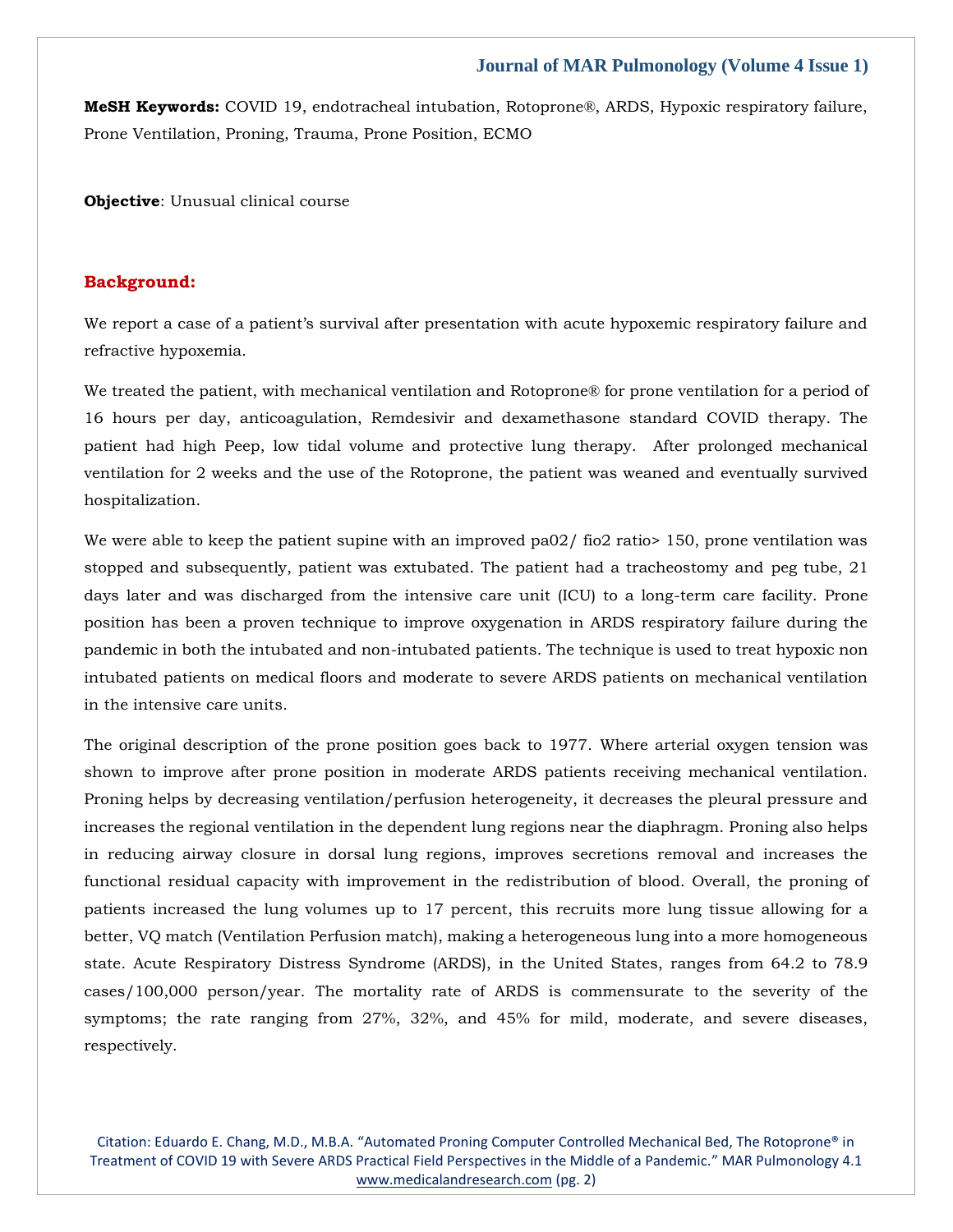**MeSH Keywords:** COVID 19, endotracheal intubation, Rotoprone®, ARDS, Hypoxic respiratory failure, Prone Ventilation, Proning, Trauma, Prone Position, ECMO

**Objective**: Unusual clinical course

## Background:

We report a case of a patient's survival after presentation with acute hypoxemic respiratory failure and refractive hypoxemia.

We treated the patient, with mechanical ventilation and Rotoprone® for prone ventilation for a period of 16 hours per day, anticoagulation, Remdesivir and dexamethasone standard COVID therapy. The patient had high Peep, low tidal volume and protective lung therapy. After prolonged mechanical ventilation for 2 weeks and the use of the Rotoprone, the patient was weaned and eventually survived hospitalization.

We were able to keep the patient supine with an improved pa02/ fio2 ratio> 150, prone ventilation was stopped and subsequently, patient was extubated. The patient had a tracheostomy and peg tube, 21 days later and was discharged from the intensive care unit (ICU) to a long-term care facility. Prone position has been a proven technique to improve oxygenation in ARDS respiratory failure during the pandemic in both the intubated and non-intubated patients. The technique is used to treat hypoxic non intubated patients on medical floors and moderate to severe ARDS patients on mechanical ventilation in the intensive care units.

The original description of the prone position goes back to 1977. Where arterial oxygen tension was shown to improve after prone position in moderate ARDS patients receiving mechanical ventilation. Proning helps by decreasing ventilation/perfusion heterogeneity, it decreases the pleural pressure and increases the regional ventilation in the dependent lung regions near the diaphragm. Proning also helps in reducing airway closure in dorsal lung regions, improves secretions removal and increases the functional residual capacity with improvement in the redistribution of blood. Overall, the proning of patients increased the lung volumes up to 17 percent, this recruits more lung tissue allowing for a better, VQ match (Ventilation Perfusion match), making a heterogeneous lung into a more homogeneous state. Acute Respiratory Distress Syndrome (ARDS), in the United States, ranges from 64.2 to 78.9 cases/100,000 person/year. The mortality rate of ARDS is commensurate to the severity of the symptoms; the rate ranging from 27%, 32%, and 45% for mild, moderate, and severe diseases, respectively.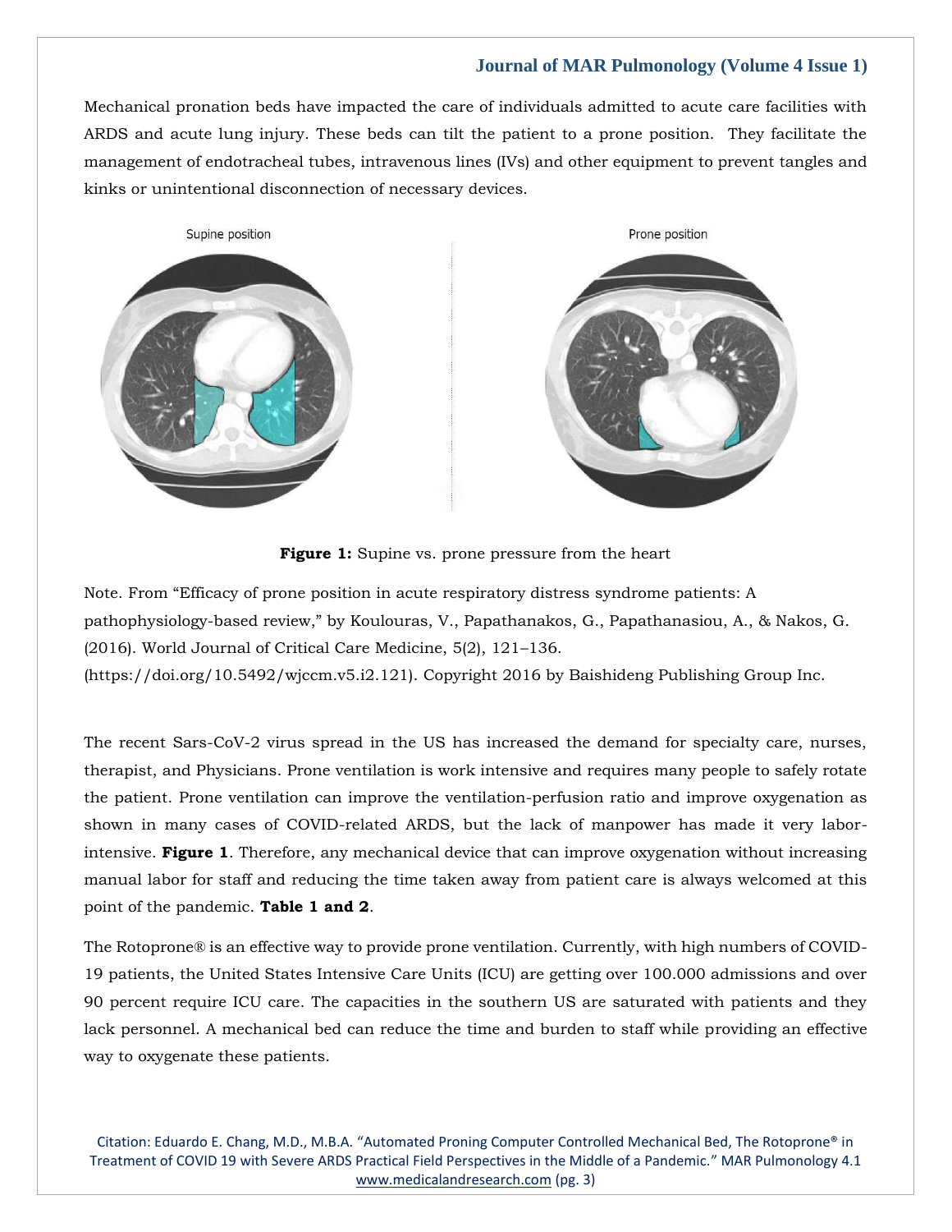Mechanical pronation beds have impacted the care of individuals admitted to acute care facilities with ARDS and acute lung injury. These beds can tilt the patient to a prone position. They facilitate the management of endotracheal tubes, intravenous lines (IVs) and other equipment to prevent tangles and kinks or unintentional disconnection of necessary devices.

Supine position

Prone position

**Figure 1:** Supine vs. prone pressure from the heart

Note. From "Efficacy of prone position in acute respiratory distress syndrome patients: A pathophysiology-based review," by Koulouras, V., Papathanakos, G., Papathanasiou, A., & Nakos, G. (2016). World Journal of Critical Care Medicine, 5(2), 121–136. (https://doi.org/10.5492/wjccm.v5.i2.121). Copyright 2016 by Baishideng Publishing Group Inc.

The recent Sars-CoV-2 virus spread in the US has increased the demand for specialty care, nurses, therapist, and Physicians. Prone ventilation is work intensive and requires many people to safely rotate the patient. Prone ventilation can improve the ventilation-perfusion ratio and improve oxygenation as shown in many cases of COVID-related ARDS, but the lack of manpower has made it very labor-intensive. **Figure 1**. Therefore, any mechanical device that can improve oxygenation without increasing manual labor for staff and reducing the time taken away from patient care is always welcomed at this point of the pandemic. **Table 1 and 2**.

The Rotoprone® is an effective way to provide prone ventilation. Currently, with high numbers of COVID-19 patients, the United States Intensive Care Units (ICU) are getting over 100.000 admissions and over 90 percent require ICU care. The capacities in the southern US are saturated with patients and they lack personnel. A mechanical bed can reduce the time and burden to staff while providing an effective way to oxygenate these patients.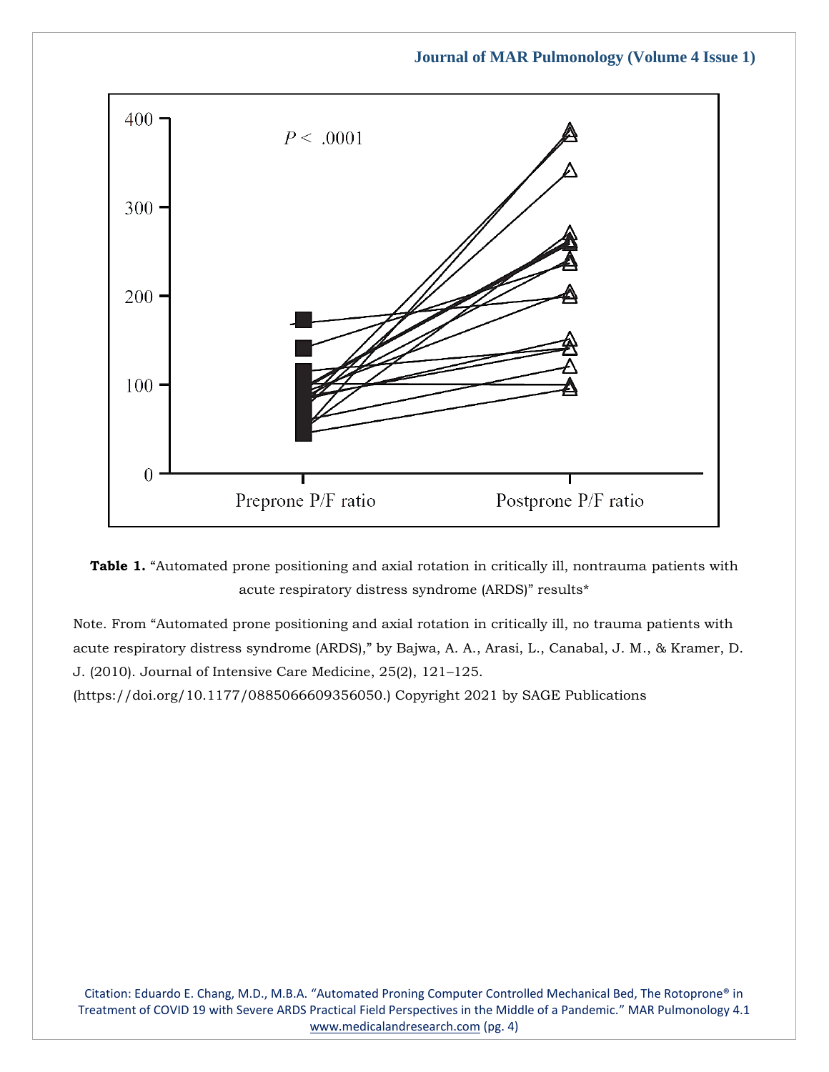**Table 1.** "Automated prone positioning and axial rotation in critically ill, nontrauma patients with acute respiratory distress syndrome (ARDS)" results*

Note. From "Automated prone positioning and axial rotation in critically ill, no trauma patients with acute respiratory distress syndrome (ARDS)," by Bajwa, A. A., Arasi, L., Canabal, J. M., & Kramer, D. J. (2010). Journal of Intensive Care Medicine, 25(2), 121–125. (https://doi.org/10.1177/0885066609356050.) Copyright 2021 by SAGE Publications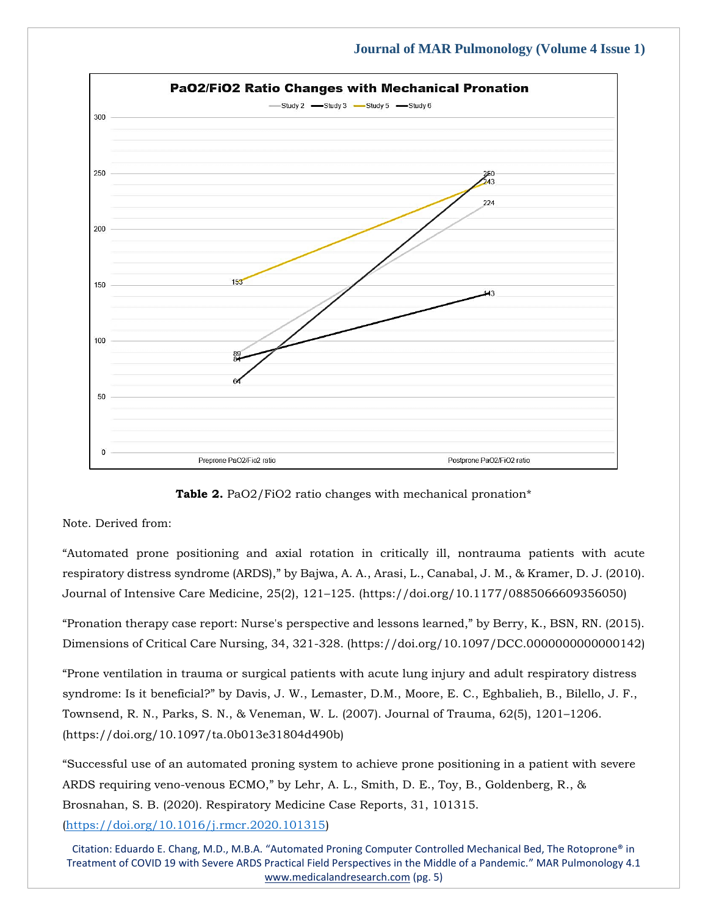**Table 2.** PaO2/FiO2 ratio changes with mechanical pronation*

Note. Derived from:

“Automated prone positioning and axial rotation in critically ill, nontrauma patients with acute respiratory distress syndrome (ARDS),” by Bajwa, A. A., Arasi, L., Canabal, J. M., & Kramer, D. J. (2010). Journal of Intensive Care Medicine, 25(2), 121–125. (https://doi.org/10.1177/0885066609356050)

“Pronation therapy case report: Nurse's perspective and lessons learned,” by Berry, K., BSN, RN. (2015). Dimensions of Critical Care Nursing, 34, 321-328. (https://doi.org/10.1097/DCC.0000000000000142)

“Prone ventilation in trauma or surgical patients with acute lung injury and adult respiratory distress syndrome: Is it beneficial?” by Davis, J. W., Lemaster, D.M., Moore, E. C., Eghbalieh, B., Bilello, J. F., Townsend, R. N., Parks, S. N., & Veneman, W. L. (2007). Journal of Trauma, 62(5), 1201–1206. (https://doi.org/10.1097/ta.0b013e31804d490b)

“Successful use of an automated proning system to achieve prone positioning in a patient with severe ARDS requiring veno-venous ECMO,” by Lehr, A. L., Smith, D. E., Toy, B., Goldenberg, R., & Brosnahan, S. B. (2020). Respiratory Medicine Case Reports, 31, 101315. (https://doi.org/10.1016/j.rmcr.2020.101315)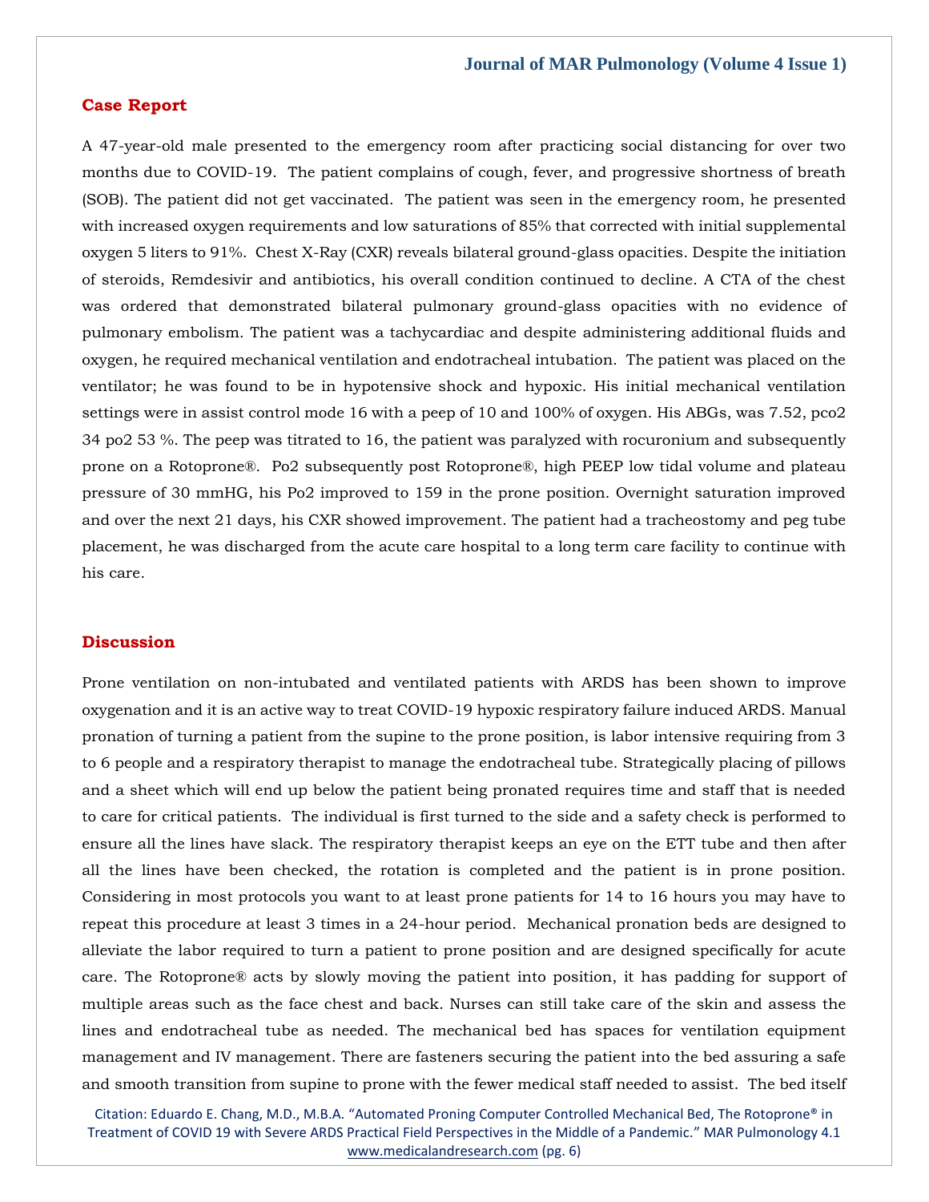## Case Report

A 47-year-old male presented to the emergency room after practicing social distancing for over two months due to COVID-19. The patient complains of cough, fever, and progressive shortness of breath (SOB). The patient did not get vaccinated. The patient was seen in the emergency room, he presented with increased oxygen requirements and low saturations of 85% that corrected with initial supplemental oxygen 5 liters to 91%. Chest X-Ray (CXR) reveals bilateral ground-glass opacities. Despite the initiation of steroids, Remdesivir and antibiotics, his overall condition continued to decline. A CTA of the chest was ordered that demonstrated bilateral pulmonary ground-glass opacities with no evidence of pulmonary embolism. The patient was a tachycardiac and despite administering additional fluids and oxygen, he required mechanical ventilation and endotracheal intubation. The patient was placed on the ventilator; he was found to be in hypotensive shock and hypoxic. His initial mechanical ventilation settings were in assist control mode 16 with a peep of 10 and 100% of oxygen. His ABGs, was 7.52, pco2 34 po2 53 %. The peep was titrated to 16, the patient was paralyzed with rocuronium and subsequently prone on a Rotoprone®. Po2 subsequently post Rotoprone®, high PEEP low tidal volume and plateau pressure of 30 mmHG, his Po2 improved to 159 in the prone position. Overnight saturation improved and over the next 21 days, his CXR showed improvement. The patient had a tracheostomy and peg tube placement, he was discharged from the acute care hospital to a long term care facility to continue with his care.

## Discussion

Prone ventilation on non-intubated and ventilated patients with ARDS has been shown to improve oxygenation and it is an active way to treat COVID-19 hypoxic respiratory failure induced ARDS. Manual pronation of turning a patient from the supine to the prone position, is labor intensive requiring from 3 to 6 people and a respiratory therapist to manage the endotracheal tube. Strategically placing of pillows and a sheet which will end up below the patient being pronated requires time and staff that is needed to care for critical patients. The individual is first turned to the side and a safety check is performed to ensure all the lines have slack. The respiratory therapist keeps an eye on the ETT tube and then after all the lines have been checked, the rotation is completed and the patient is in prone position. Considering in most protocols you want to at least prone patients for 14 to 16 hours you may have to repeat this procedure at least 3 times in a 24-hour period. Mechanical pronation beds are designed to alleviate the labor required to turn a patient to prone position and are designed specifically for acute care. The Rotoprone® acts by slowly moving the patient into position, it has padding for support of multiple areas such as the face chest and back. Nurses can still take care of the skin and assess the lines and endotracheal tube as needed. The mechanical bed has spaces for ventilation equipment management and IV management. There are fasteners securing the patient into the bed assuring a safe and smooth transition from supine to prone with the fewer medical staff needed to assist. The bed itself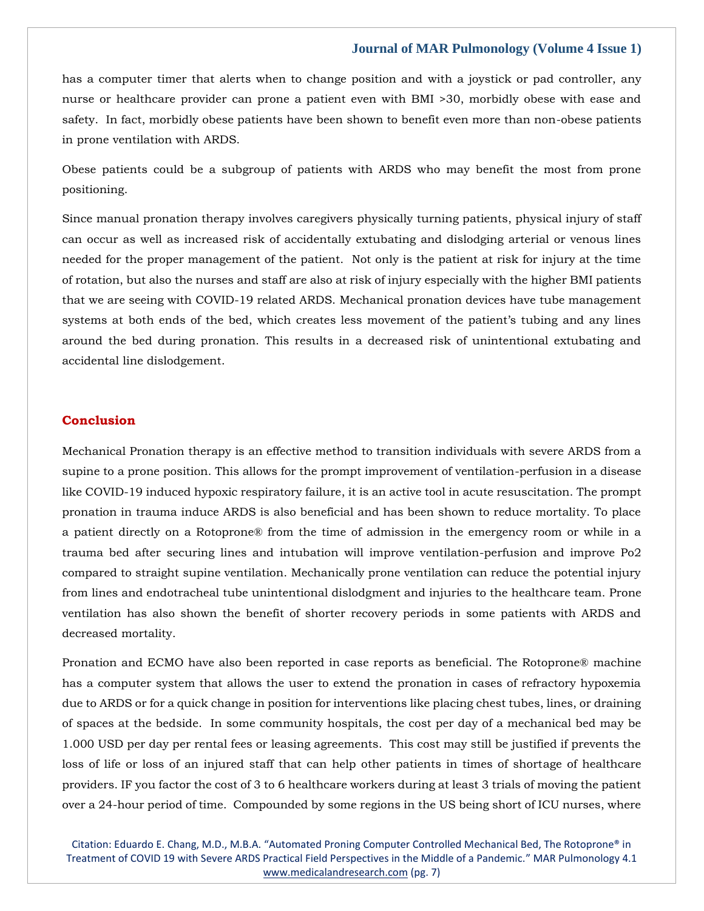has a computer timer that alerts when to change position and with a joystick or pad controller, any nurse or healthcare provider can prone a patient even with BMI >30, morbidly obese with ease and safety. In fact, morbidly obese patients have been shown to benefit even more than non-obese patients in prone ventilation with ARDS.

Obese patients could be a subgroup of patients with ARDS who may benefit the most from prone positioning.

Since manual pronation therapy involves caregivers physically turning patients, physical injury of staff can occur as well as increased risk of accidentally extubating and dislodging arterial or venous lines needed for the proper management of the patient. Not only is the patient at risk for injury at the time of rotation, but also the nurses and staff are also at risk of injury especially with the higher BMI patients that we are seeing with COVID-19 related ARDS. Mechanical pronation devices have tube management systems at both ends of the bed, which creates less movement of the patient's tubing and any lines around the bed during pronation. This results in a decreased risk of unintentional extubating and accidental line dislodgement.

## Conclusion

Mechanical Pronation therapy is an effective method to transition individuals with severe ARDS from a supine to a prone position. This allows for the prompt improvement of ventilation-perfusion in a disease like COVID-19 induced hypoxic respiratory failure, it is an active tool in acute resuscitation. The prompt pronation in trauma induce ARDS is also beneficial and has been shown to reduce mortality. To place a patient directly on a Rotoprone® from the time of admission in the emergency room or while in a trauma bed after securing lines and intubation will improve ventilation-perfusion and improve Po2 compared to straight supine ventilation. Mechanically prone ventilation can reduce the potential injury from lines and endotracheal tube unintentional dislodgment and injuries to the healthcare team. Prone ventilation has also shown the benefit of shorter recovery periods in some patients with ARDS and decreased mortality.

Pronation and ECMO have also been reported in case reports as beneficial. The Rotoprone® machine has a computer system that allows the user to extend the pronation in cases of refractory hypoxemia due to ARDS or for a quick change in position for interventions like placing chest tubes, lines, or draining of spaces at the bedside. In some community hospitals, the cost per day of a mechanical bed may be 1.000 USD per day per rental fees or leasing agreements. This cost may still be justified if prevents the loss of life or loss of an injured staff that can help other patients in times of shortage of healthcare providers. IF you factor the cost of 3 to 6 healthcare workers during at least 3 trials of moving the patient over a 24-hour period of time. Compounded by some regions in the US being short of ICU nurses, where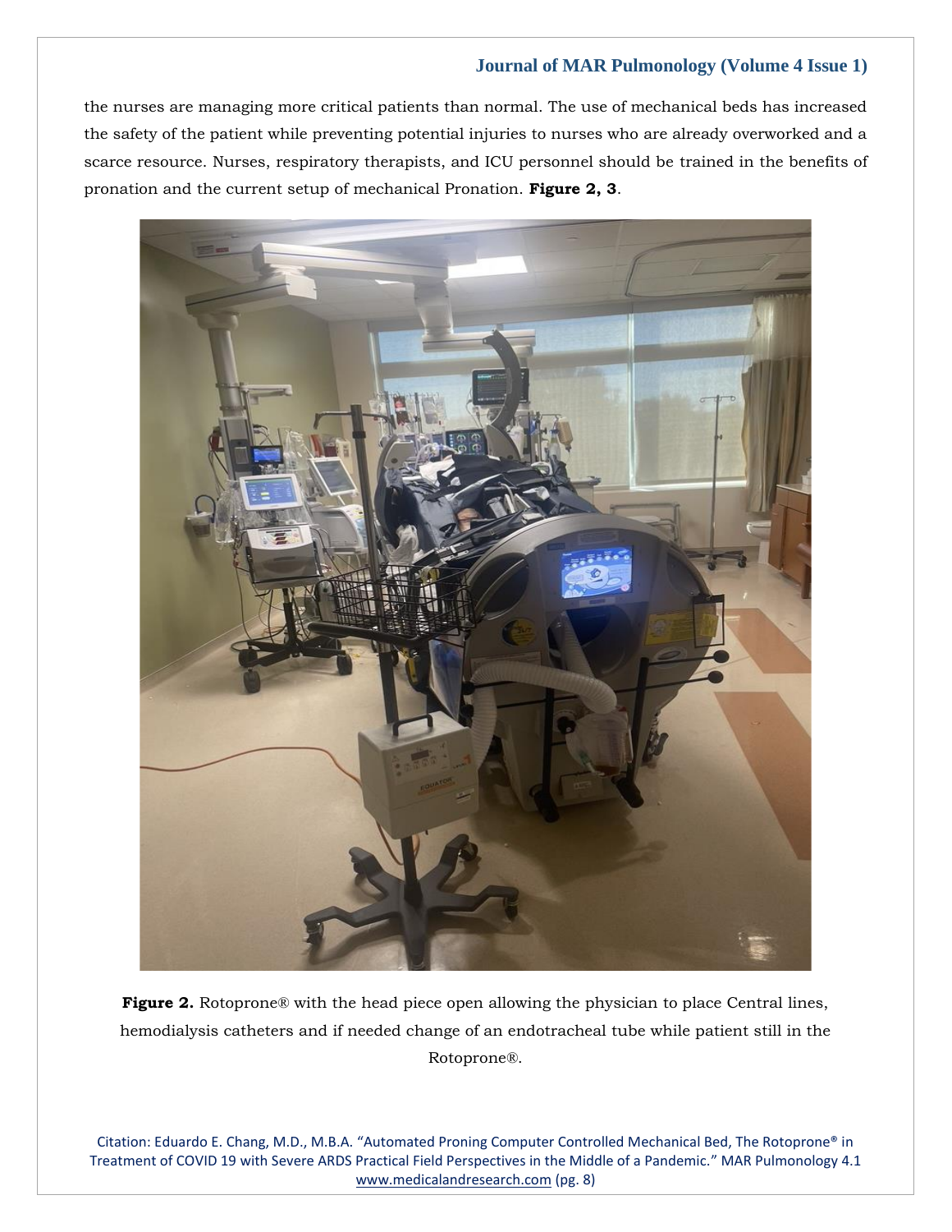the nurses are managing more critical patients than normal. The use of mechanical beds has increased the safety of the patient while preventing potential injuries to nurses who are already overworked and a scarce resource. Nurses, respiratory therapists, and ICU personnel should be trained in the benefits of pronation and the current setup of mechanical Pronation. **Figure 2, 3**.

**Figure 2.** Rotoprone® with the head piece open allowing the physician to place Central lines, hemodialysis catheters and if needed change of an endotracheal tube while patient still in the Rotoprone®.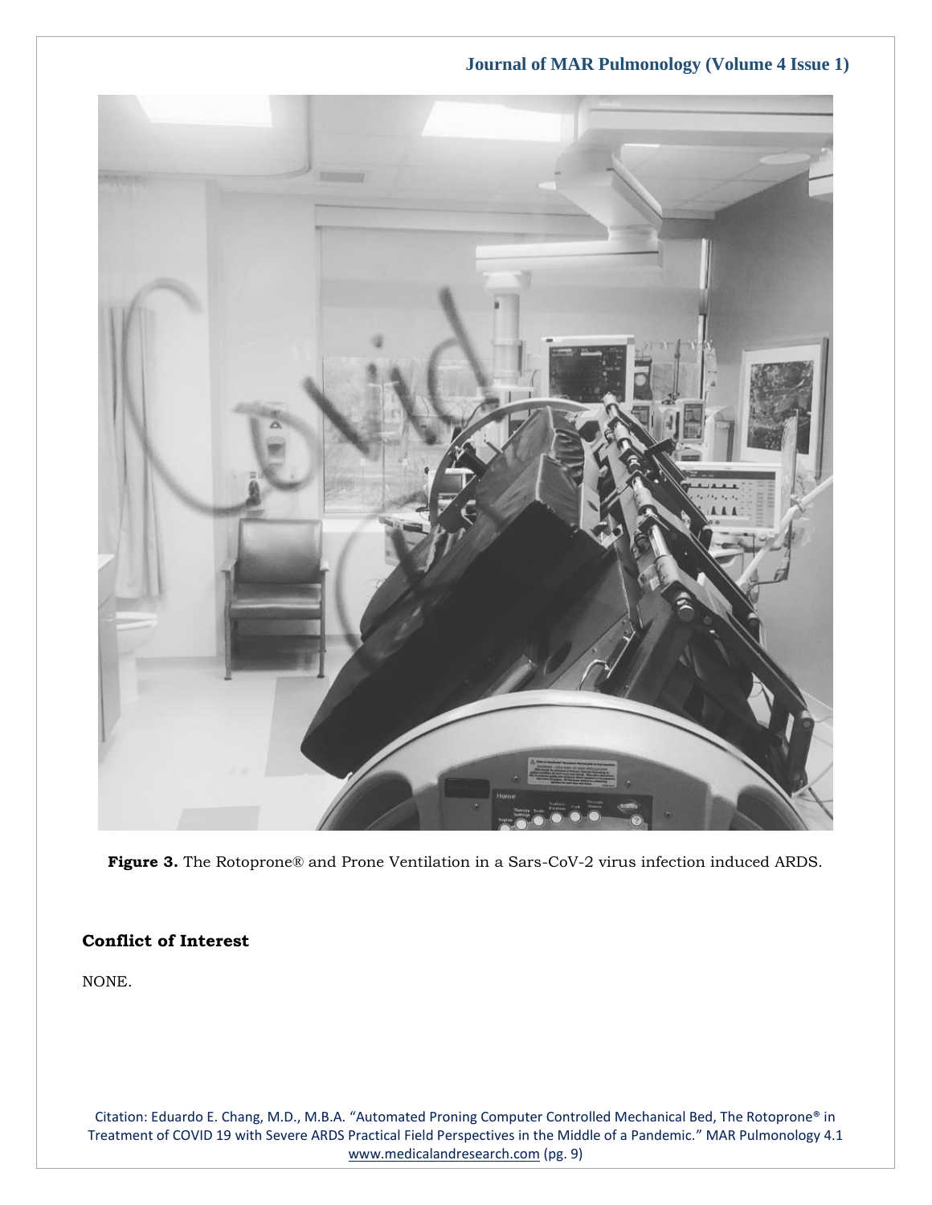**Figure 3.** The Rotoprone® and Prone Ventilation in a Sars-CoV-2 virus infection induced ARDS.

## Conflict of Interest

NONE.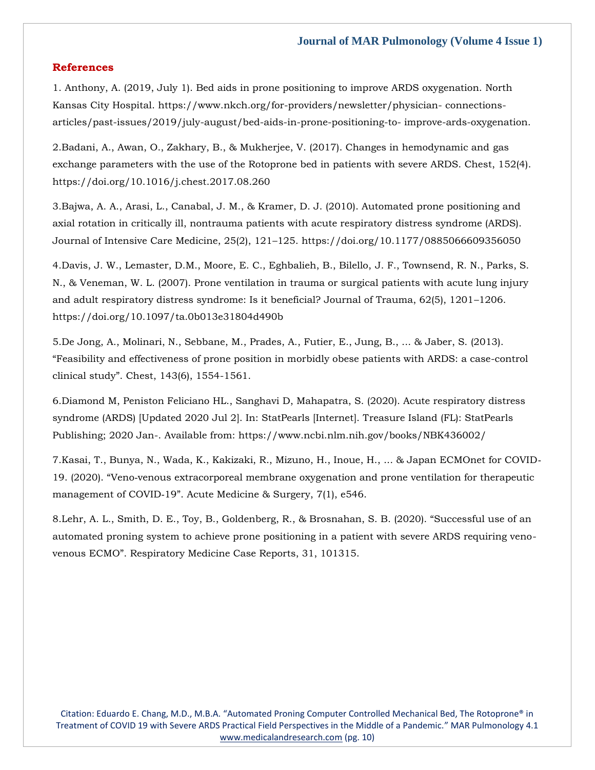## References

1. Anthony, A. (2019, July 1). Bed aids in prone positioning to improve ARDS oxygenation. North Kansas City Hospital. https://www.nkch.org/for-providers/newsletter/physician- connections-articles/past-issues/2019/july-august/bed-aids-in-prone-positioning-to- improve-ards-oxygenation.

2.Badani, A., Awan, O., Zakhary, B., & Mukherjee, V. (2017). Changes in hemodynamic and gas exchange parameters with the use of the Rotoprone bed in patients with severe ARDS. Chest, 152(4). https://doi.org/10.1016/j.chest.2017.08.260

3.Bajwa, A. A., Arasi, L., Canabal, J. M., & Kramer, D. J. (2010). Automated prone positioning and axial rotation in critically ill, nontrauma patients with acute respiratory distress syndrome (ARDS). Journal of Intensive Care Medicine, 25(2), 121–125. https://doi.org/10.1177/0885066609356050

4.Davis, J. W., Lemaster, D.M., Moore, E. C., Eghbalieh, B., Bilello, J. F., Townsend, R. N., Parks, S. N., & Veneman, W. L. (2007). Prone ventilation in trauma or surgical patients with acute lung injury and adult respiratory distress syndrome: Is it beneficial? Journal of Trauma, 62(5), 1201–1206. https://doi.org/10.1097/ta.0b013e31804d490b

5.De Jong, A., Molinari, N., Sebbane, M., Prades, A., Futier, E., Jung, B., ... & Jaber, S. (2013). “Feasibility and effectiveness of prone position in morbidly obese patients with ARDS: a case-control clinical study”. Chest, 143(6), 1554-1561.

6.Diamond M, Peniston Feliciano HL., Sanghavi D, Mahapatra, S. (2020). Acute respiratory distress syndrome (ARDS) [Updated 2020 Jul 2]. In: StatPearls [Internet]. Treasure Island (FL): StatPearls Publishing; 2020 Jan-. Available from: https://www.ncbi.nlm.nih.gov/books/NBK436002/

7.Kasai, T., Bunya, N., Wada, K., Kakizaki, R., Mizuno, H., Inoue, H., ... & Japan ECMOnet for COVID-19. (2020). “Veno-venous extracorporeal membrane oxygenation and prone ventilation for therapeutic management of COVID-19”. Acute Medicine & Surgery, 7(1), e546.

8.Lehr, A. L., Smith, D. E., Toy, B., Goldenberg, R., & Brosnahan, S. B. (2020). “Successful use of an automated proning system to achieve prone positioning in a patient with severe ARDS requiring veno-venous ECMO”. Respiratory Medicine Case Reports, 31, 101315.